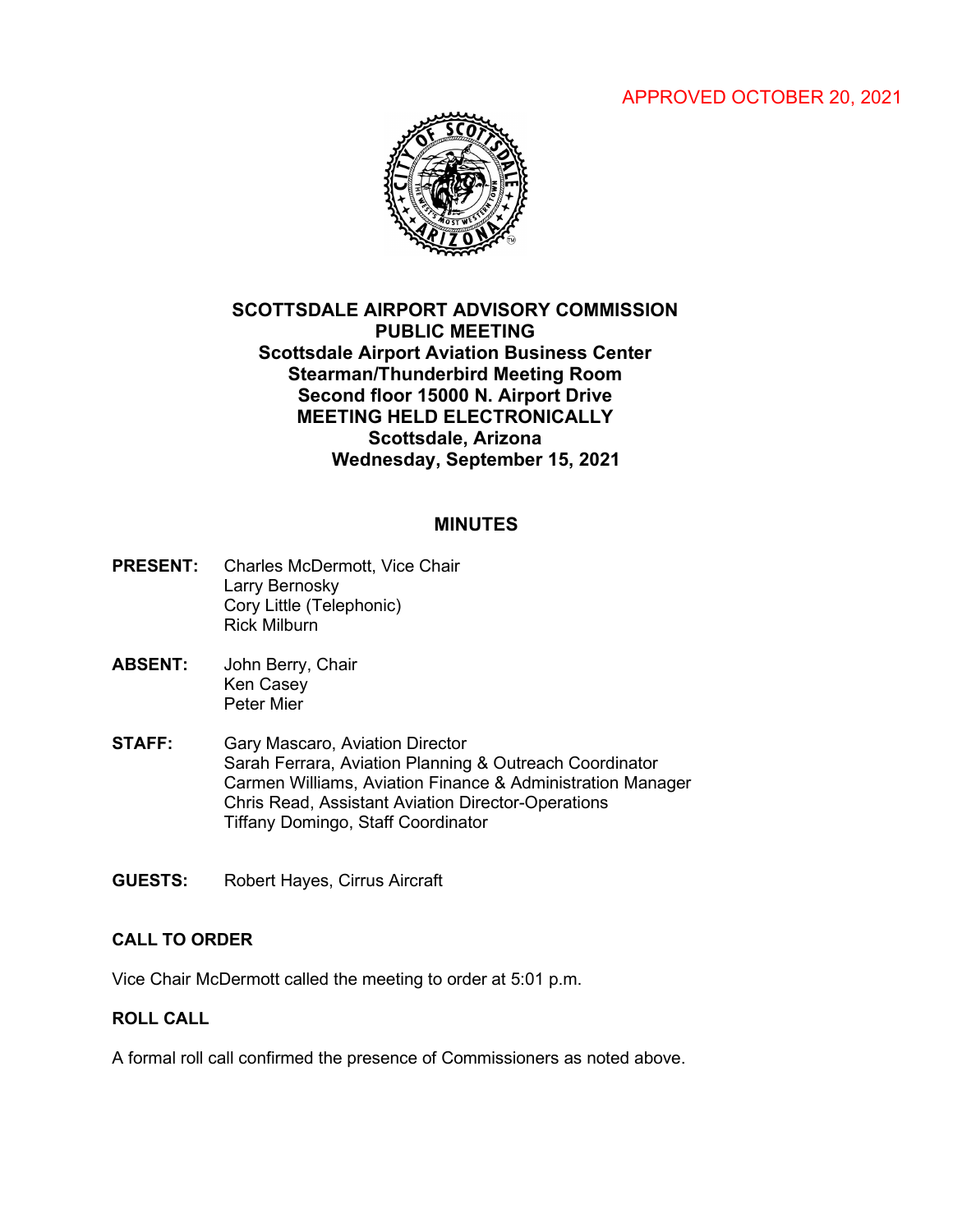APPROVED OCTOBER 20, 2021

# SCOTTSDALE AIRPORT ADVISORY COMMISSION
## PUBLIC MEETING
**Scottsdale Airport Aviation Business Center**
**Stearman/Thunderbird Meeting Room**
**Second floor 15000 N. Airport Drive**
**MEETING HELD ELECTRONICALLY**
**Scottsdale, Arizona**
**Wednesday, September 15, 2021**

## MINUTES

**PRESENT:** Charles McDermott, Vice Chair
Larry Bernosky
Cory Little (Telephonic)
Rick Milburn

**ABSENT:** John Berry, Chair
Ken Casey
Peter Mier

**STAFF:** Gary Mascaro, Aviation Director
Sarah Ferrara, Aviation Planning & Outreach Coordinator
Carmen Williams, Aviation Finance & Administration Manager
Chris Read, Assistant Aviation Director-Operations
Tiffany Domingo, Staff Coordinator

**GUESTS:** Robert Hayes, Cirrus Aircraft

### CALL TO ORDER

Vice Chair McDermott called the meeting to order at 5:01 p.m.

### ROLL CALL

A formal roll call confirmed the presence of Commissioners as noted above.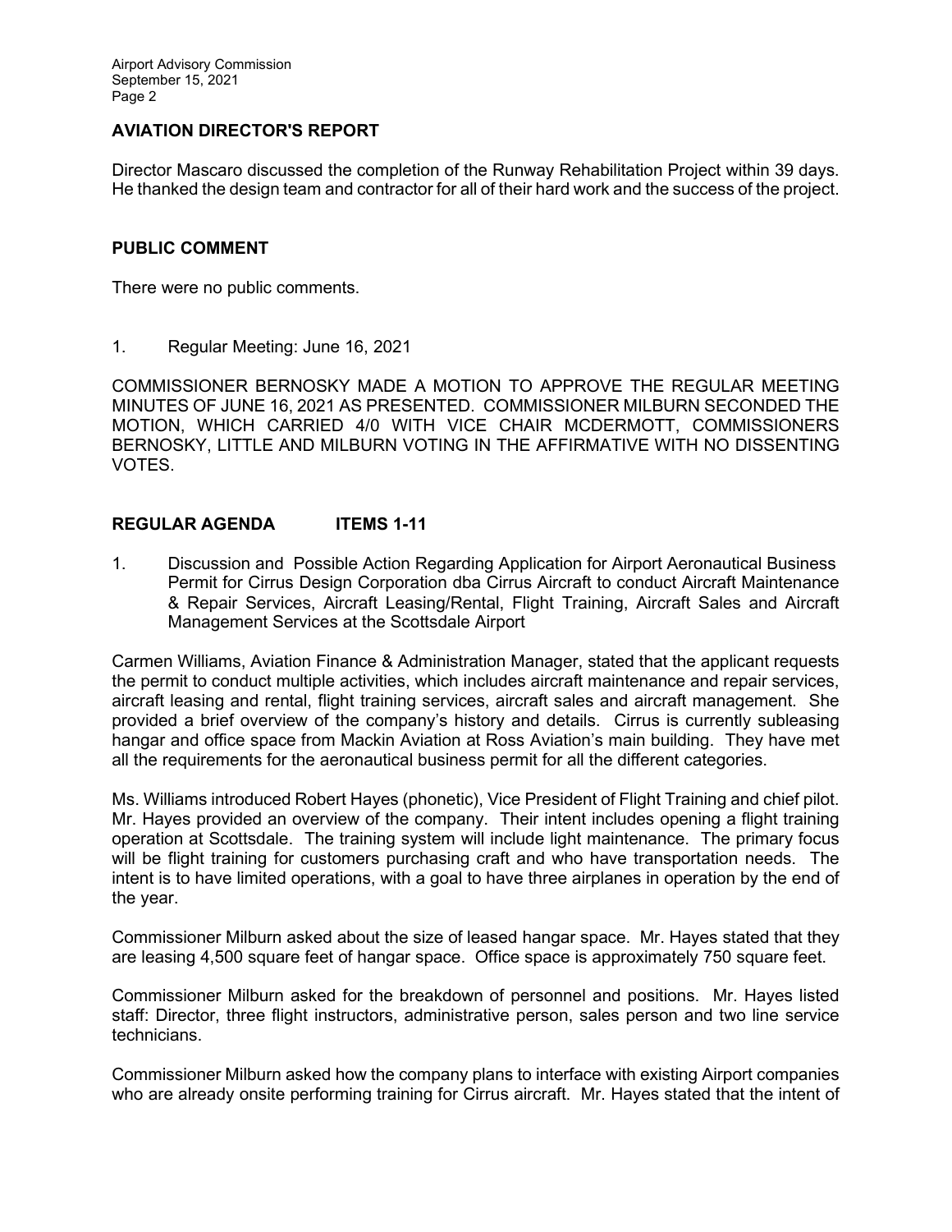## AVIATION DIRECTOR'S REPORT

Director Mascaro discussed the completion of the Runway Rehabilitation Project within 39 days. He thanked the design team and contractor for all of their hard work and the success of the project.

## PUBLIC COMMENT

There were no public comments.

1. Regular Meeting: June 16, 2021

COMMISSIONER BERNOSKY MADE A MOTION TO APPROVE THE REGULAR MEETING MINUTES OF JUNE 16, 2021 AS PRESENTED. COMMISSIONER MILBURN SECONDED THE MOTION, WHICH CARRIED 4/0 WITH VICE CHAIR MCDERMOTT, COMMISSIONERS BERNOSKY, LITTLE AND MILBURN VOTING IN THE AFFIRMATIVE WITH NO DISSENTING VOTES.

## REGULAR AGENDA ITEMS 1-11

1. Discussion and Possible Action Regarding Application for Airport Aeronautical Business Permit for Cirrus Design Corporation dba Cirrus Aircraft to conduct Aircraft Maintenance & Repair Services, Aircraft Leasing/Rental, Flight Training, Aircraft Sales and Aircraft Management Services at the Scottsdale Airport

Carmen Williams, Aviation Finance & Administration Manager, stated that the applicant requests the permit to conduct multiple activities, which includes aircraft maintenance and repair services, aircraft leasing and rental, flight training services, aircraft sales and aircraft management. She provided a brief overview of the company's history and details. Cirrus is currently subleasing hangar and office space from Mackin Aviation at Ross Aviation's main building. They have met all the requirements for the aeronautical business permit for all the different categories.

Ms. Williams introduced Robert Hayes (phonetic), Vice President of Flight Training and chief pilot. Mr. Hayes provided an overview of the company. Their intent includes opening a flight training operation at Scottsdale. The training system will include light maintenance. The primary focus will be flight training for customers purchasing craft and who have transportation needs. The intent is to have limited operations, with a goal to have three airplanes in operation by the end of the year.

Commissioner Milburn asked about the size of leased hangar space. Mr. Hayes stated that they are leasing 4,500 square feet of hangar space. Office space is approximately 750 square feet.

Commissioner Milburn asked for the breakdown of personnel and positions. Mr. Hayes listed staff: Director, three flight instructors, administrative person, sales person and two line service technicians.

Commissioner Milburn asked how the company plans to interface with existing Airport companies who are already onsite performing training for Cirrus aircraft. Mr. Hayes stated that the intent of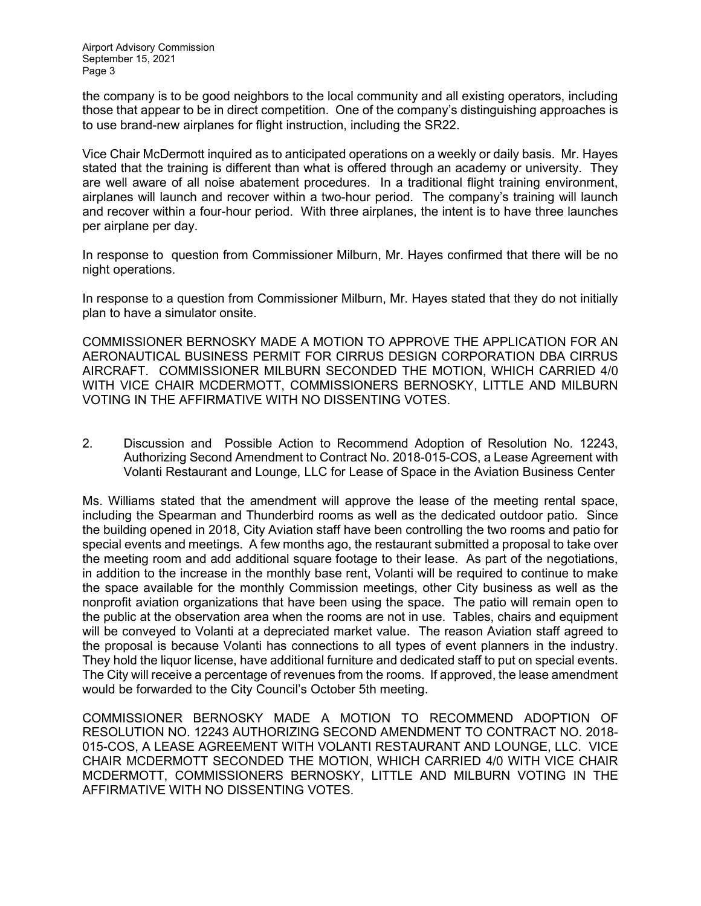the company is to be good neighbors to the local community and all existing operators, including those that appear to be in direct competition. One of the company's distinguishing approaches is to use brand-new airplanes for flight instruction, including the SR22.

Vice Chair McDermott inquired as to anticipated operations on a weekly or daily basis. Mr. Hayes stated that the training is different than what is offered through an academy or university. They are well aware of all noise abatement procedures. In a traditional flight training environment, airplanes will launch and recover within a two-hour period. The company's training will launch and recover within a four-hour period. With three airplanes, the intent is to have three launches per airplane per day.

In response to question from Commissioner Milburn, Mr. Hayes confirmed that there will be no night operations.

In response to a question from Commissioner Milburn, Mr. Hayes stated that they do not initially plan to have a simulator onsite.

COMMISSIONER BERNOSKY MADE A MOTION TO APPROVE THE APPLICATION FOR AN AERONAUTICAL BUSINESS PERMIT FOR CIRRUS DESIGN CORPORATION DBA CIRRUS AIRCRAFT. COMMISSIONER MILBURN SECONDED THE MOTION, WHICH CARRIED 4/0 WITH VICE CHAIR MCDERMOTT, COMMISSIONERS BERNOSKY, LITTLE AND MILBURN VOTING IN THE AFFIRMATIVE WITH NO DISSENTING VOTES.

2. Discussion and Possible Action to Recommend Adoption of Resolution No. 12243, Authorizing Second Amendment to Contract No. 2018-015-COS, a Lease Agreement with Volanti Restaurant and Lounge, LLC for Lease of Space in the Aviation Business Center

Ms. Williams stated that the amendment will approve the lease of the meeting rental space, including the Spearman and Thunderbird rooms as well as the dedicated outdoor patio. Since the building opened in 2018, City Aviation staff have been controlling the two rooms and patio for special events and meetings. A few months ago, the restaurant submitted a proposal to take over the meeting room and add additional square footage to their lease. As part of the negotiations, in addition to the increase in the monthly base rent, Volanti will be required to continue to make the space available for the monthly Commission meetings, other City business as well as the nonprofit aviation organizations that have been using the space. The patio will remain open to the public at the observation area when the rooms are not in use. Tables, chairs and equipment will be conveyed to Volanti at a depreciated market value. The reason Aviation staff agreed to the proposal is because Volanti has connections to all types of event planners in the industry. They hold the liquor license, have additional furniture and dedicated staff to put on special events. The City will receive a percentage of revenues from the rooms. If approved, the lease amendment would be forwarded to the City Council's October 5th meeting.

COMMISSIONER BERNOSKY MADE A MOTION TO RECOMMEND ADOPTION OF RESOLUTION NO. 12243 AUTHORIZING SECOND AMENDMENT TO CONTRACT NO. 2018-015-COS, A LEASE AGREEMENT WITH VOLANTI RESTAURANT AND LOUNGE, LLC. VICE CHAIR MCDERMOTT SECONDED THE MOTION, WHICH CARRIED 4/0 WITH VICE CHAIR MCDERMOTT, COMMISSIONERS BERNOSKY, LITTLE AND MILBURN VOTING IN THE AFFIRMATIVE WITH NO DISSENTING VOTES.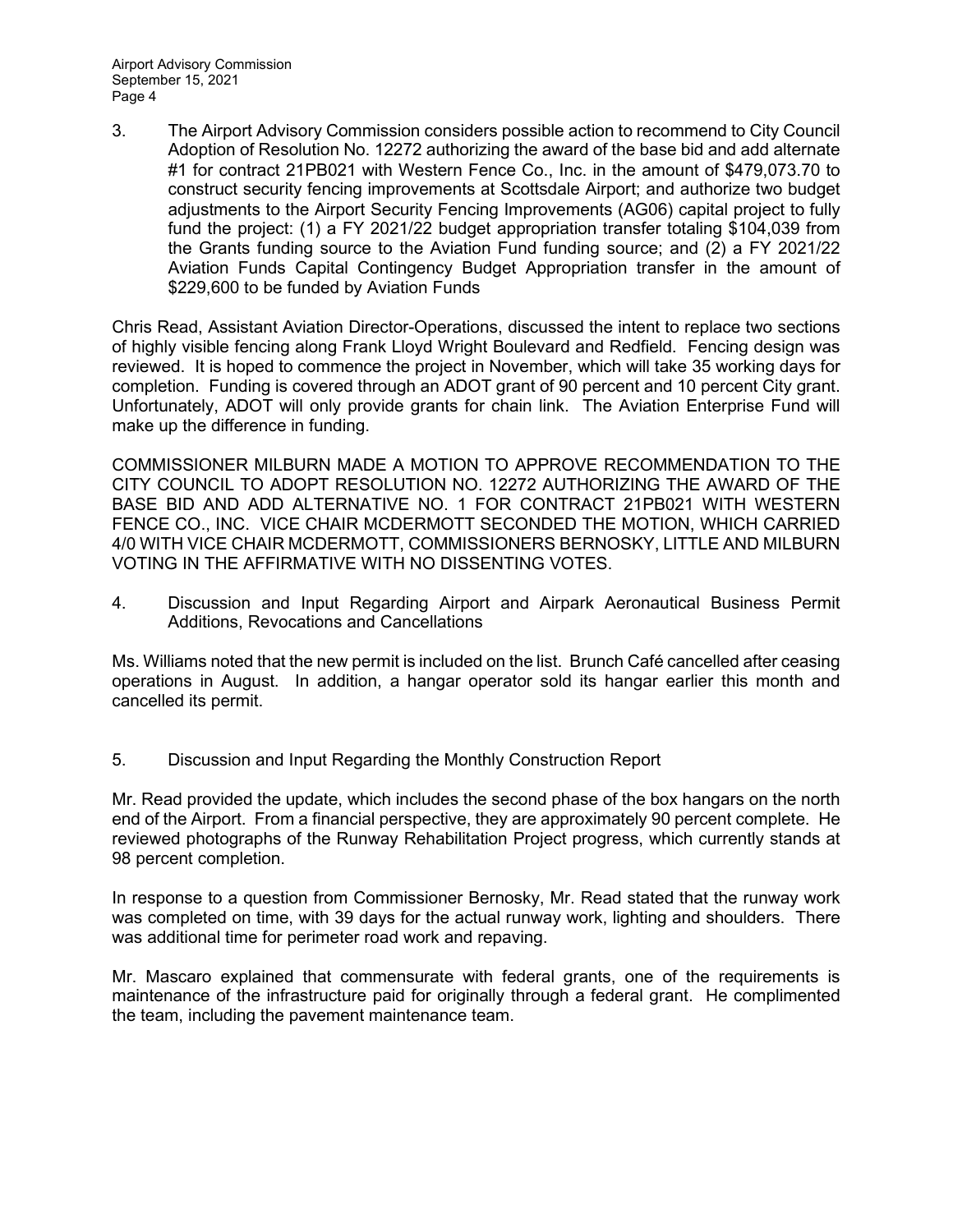3. The Airport Advisory Commission considers possible action to recommend to City Council Adoption of Resolution No. 12272 authorizing the award of the base bid and add alternate #1 for contract 21PB021 with Western Fence Co., Inc. in the amount of $479,073.70 to construct security fencing improvements at Scottsdale Airport; and authorize two budget adjustments to the Airport Security Fencing Improvements (AG06) capital project to fully fund the project: (1) a FY 2021/22 budget appropriation transfer totaling $104,039 from the Grants funding source to the Aviation Fund funding source; and (2) a FY 2021/22 Aviation Funds Capital Contingency Budget Appropriation transfer in the amount of $229,600 to be funded by Aviation Funds

Chris Read, Assistant Aviation Director-Operations, discussed the intent to replace two sections of highly visible fencing along Frank Lloyd Wright Boulevard and Redfield. Fencing design was reviewed. It is hoped to commence the project in November, which will take 35 working days for completion. Funding is covered through an ADOT grant of 90 percent and 10 percent City grant. Unfortunately, ADOT will only provide grants for chain link. The Aviation Enterprise Fund will make up the difference in funding.

COMMISSIONER MILBURN MADE A MOTION TO APPROVE RECOMMENDATION TO THE CITY COUNCIL TO ADOPT RESOLUTION NO. 12272 AUTHORIZING THE AWARD OF THE BASE BID AND ADD ALTERNATIVE NO. 1 FOR CONTRACT 21PB021 WITH WESTERN FENCE CO., INC. VICE CHAIR MCDERMOTT SECONDED THE MOTION, WHICH CARRIED 4/0 WITH VICE CHAIR MCDERMOTT, COMMISSIONERS BERNOSKY, LITTLE AND MILBURN VOTING IN THE AFFIRMATIVE WITH NO DISSENTING VOTES.

4. Discussion and Input Regarding Airport and Airpark Aeronautical Business Permit Additions, Revocations and Cancellations

Ms. Williams noted that the new permit is included on the list. Brunch Café cancelled after ceasing operations in August. In addition, a hangar operator sold its hangar earlier this month and cancelled its permit.

5. Discussion and Input Regarding the Monthly Construction Report

Mr. Read provided the update, which includes the second phase of the box hangars on the north end of the Airport. From a financial perspective, they are approximately 90 percent complete. He reviewed photographs of the Runway Rehabilitation Project progress, which currently stands at 98 percent completion.

In response to a question from Commissioner Bernosky, Mr. Read stated that the runway work was completed on time, with 39 days for the actual runway work, lighting and shoulders. There was additional time for perimeter road work and repaving.

Mr. Mascaro explained that commensurate with federal grants, one of the requirements is maintenance of the infrastructure paid for originally through a federal grant. He complimented the team, including the pavement maintenance team.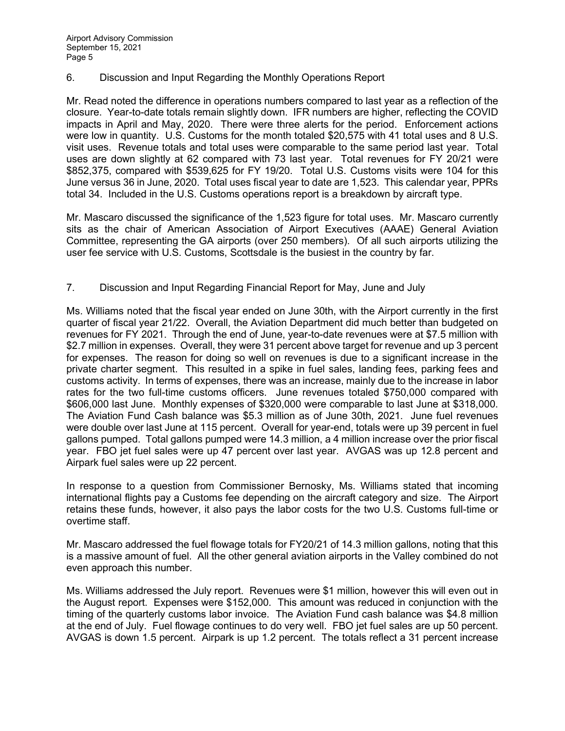## 6. Discussion and Input Regarding the Monthly Operations Report

Mr. Read noted the difference in operations numbers compared to last year as a reflection of the closure. Year-to-date totals remain slightly down. IFR numbers are higher, reflecting the COVID impacts in April and May, 2020. There were three alerts for the period. Enforcement actions were low in quantity. U.S. Customs for the month totaled $20,575 with 41 total uses and 8 U.S. visit uses. Revenue totals and total uses were comparable to the same period last year. Total uses are down slightly at 62 compared with 73 last year. Total revenues for FY 20/21 were $852,375, compared with $539,625 for FY 19/20. Total U.S. Customs visits were 104 for this June versus 36 in June, 2020. Total uses fiscal year to date are 1,523. This calendar year, PPRs total 34. Included in the U.S. Customs operations report is a breakdown by aircraft type.

Mr. Mascaro discussed the significance of the 1,523 figure for total uses. Mr. Mascaro currently sits as the chair of American Association of Airport Executives (AAAE) General Aviation Committee, representing the GA airports (over 250 members). Of all such airports utilizing the user fee service with U.S. Customs, Scottsdale is the busiest in the country by far.

## 7. Discussion and Input Regarding Financial Report for May, June and July

Ms. Williams noted that the fiscal year ended on June 30th, with the Airport currently in the first quarter of fiscal year 21/22. Overall, the Aviation Department did much better than budgeted on revenues for FY 2021. Through the end of June, year-to-date revenues were at $7.5 million with $2.7 million in expenses. Overall, they were 31 percent above target for revenue and up 3 percent for expenses. The reason for doing so well on revenues is due to a significant increase in the private charter segment. This resulted in a spike in fuel sales, landing fees, parking fees and customs activity. In terms of expenses, there was an increase, mainly due to the increase in labor rates for the two full-time customs officers. June revenues totaled $750,000 compared with $606,000 last June. Monthly expenses of $320,000 were comparable to last June at $318,000. The Aviation Fund Cash balance was $5.3 million as of June 30th, 2021. June fuel revenues were double over last June at 115 percent. Overall for year-end, totals were up 39 percent in fuel gallons pumped. Total gallons pumped were 14.3 million, a 4 million increase over the prior fiscal year. FBO jet fuel sales were up 47 percent over last year. AVGAS was up 12.8 percent and Airpark fuel sales were up 22 percent.

In response to a question from Commissioner Bernosky, Ms. Williams stated that incoming international flights pay a Customs fee depending on the aircraft category and size. The Airport retains these funds, however, it also pays the labor costs for the two U.S. Customs full-time or overtime staff.

Mr. Mascaro addressed the fuel flowage totals for FY20/21 of 14.3 million gallons, noting that this is a massive amount of fuel. All the other general aviation airports in the Valley combined do not even approach this number.

Ms. Williams addressed the July report. Revenues were $1 million, however this will even out in the August report. Expenses were $152,000. This amount was reduced in conjunction with the timing of the quarterly customs labor invoice. The Aviation Fund cash balance was $4.8 million at the end of July. Fuel flowage continues to do very well. FBO jet fuel sales are up 50 percent. AVGAS is down 1.5 percent. Airpark is up 1.2 percent. The totals reflect a 31 percent increase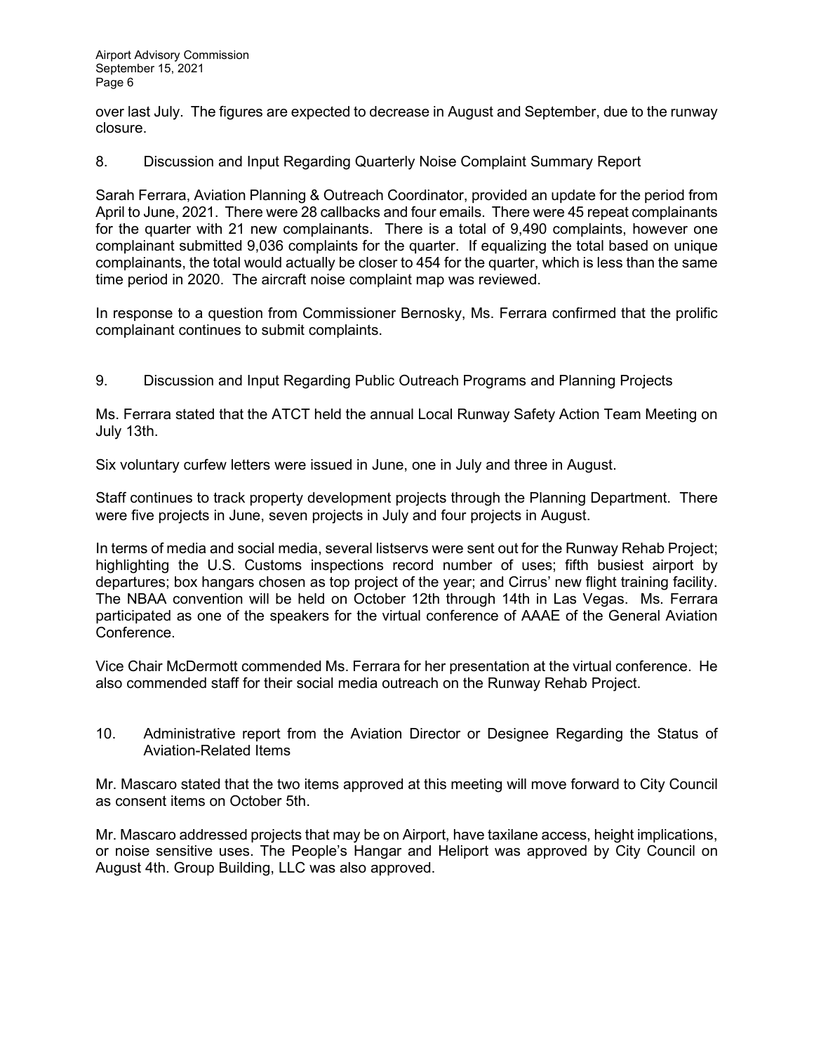over last July. The figures are expected to decrease in August and September, due to the runway closure.

8. Discussion and Input Regarding Quarterly Noise Complaint Summary Report

Sarah Ferrara, Aviation Planning & Outreach Coordinator, provided an update for the period from April to June, 2021. There were 28 callbacks and four emails. There were 45 repeat complainants for the quarter with 21 new complainants. There is a total of 9,490 complaints, however one complainant submitted 9,036 complaints for the quarter. If equalizing the total based on unique complainants, the total would actually be closer to 454 for the quarter, which is less than the same time period in 2020. The aircraft noise complaint map was reviewed.

In response to a question from Commissioner Bernosky, Ms. Ferrara confirmed that the prolific complainant continues to submit complaints.

9. Discussion and Input Regarding Public Outreach Programs and Planning Projects

Ms. Ferrara stated that the ATCT held the annual Local Runway Safety Action Team Meeting on July 13th.

Six voluntary curfew letters were issued in June, one in July and three in August.

Staff continues to track property development projects through the Planning Department. There were five projects in June, seven projects in July and four projects in August.

In terms of media and social media, several listservs were sent out for the Runway Rehab Project; highlighting the U.S. Customs inspections record number of uses; fifth busiest airport by departures; box hangars chosen as top project of the year; and Cirrus' new flight training facility. The NBAA convention will be held on October 12th through 14th in Las Vegas. Ms. Ferrara participated as one of the speakers for the virtual conference of AAAE of the General Aviation Conference.

Vice Chair McDermott commended Ms. Ferrara for her presentation at the virtual conference. He also commended staff for their social media outreach on the Runway Rehab Project.

10. Administrative report from the Aviation Director or Designee Regarding the Status of Aviation-Related Items

Mr. Mascaro stated that the two items approved at this meeting will move forward to City Council as consent items on October 5th.

Mr. Mascaro addressed projects that may be on Airport, have taxilane access, height implications, or noise sensitive uses. The People's Hangar and Heliport was approved by City Council on August 4th. Group Building, LLC was also approved.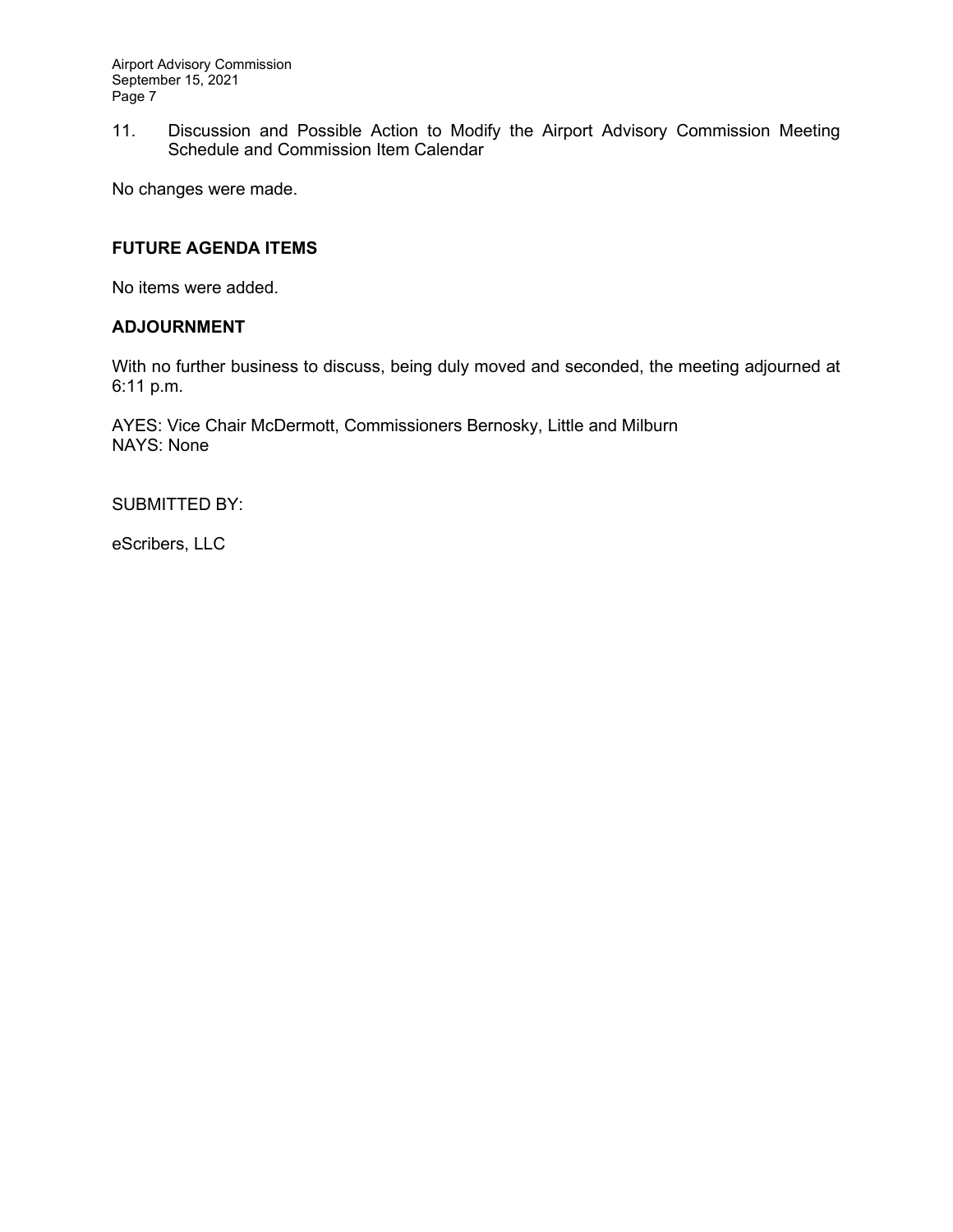11. Discussion and Possible Action to Modify the Airport Advisory Commission Meeting Schedule and Commission Item Calendar

No changes were made.

**FUTURE AGENDA ITEMS**

No items were added.

**ADJOURNMENT**

With no further business to discuss, being duly moved and seconded, the meeting adjourned at 6:11 p.m.

AYES: Vice Chair McDermott, Commissioners Bernosky, Little and Milburn
NAYS: None

SUBMITTED BY:

eScribers, LLC